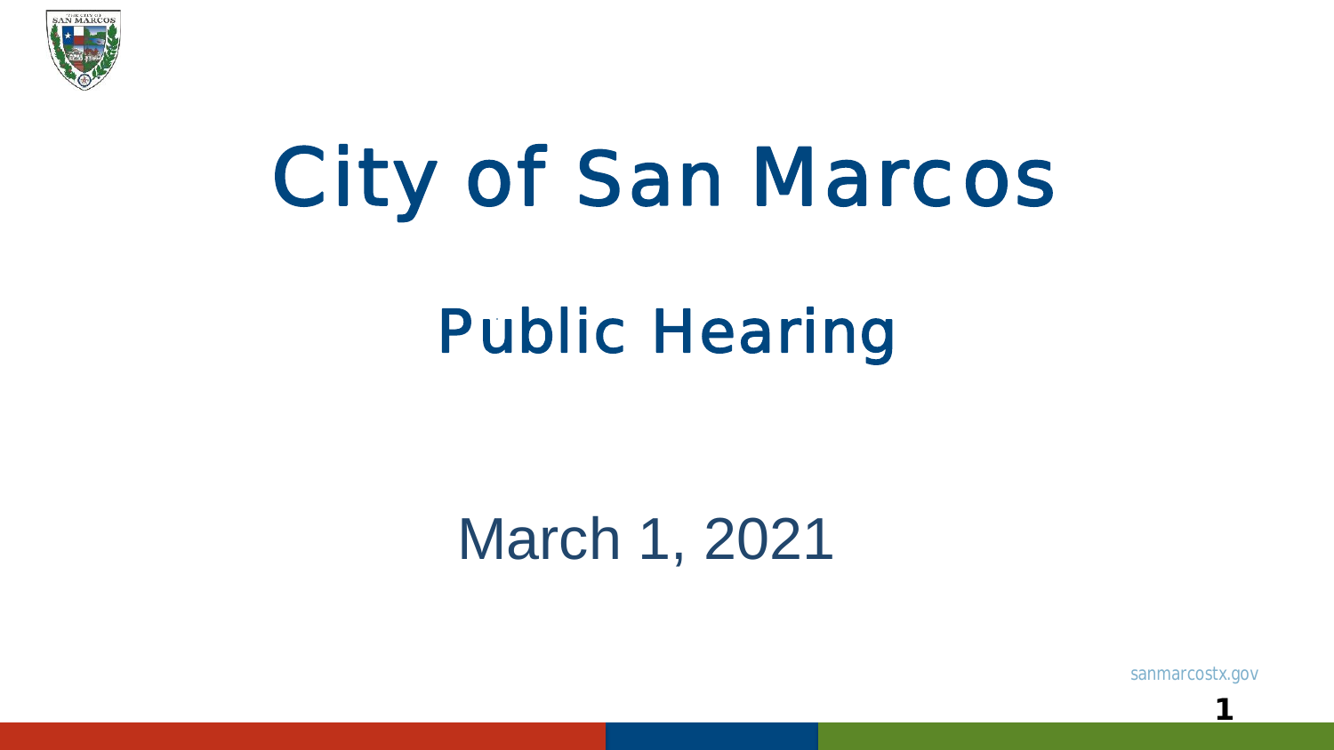# City of San Marcos

## Public Hearing

March 1, 2021

sanmarcostx.gov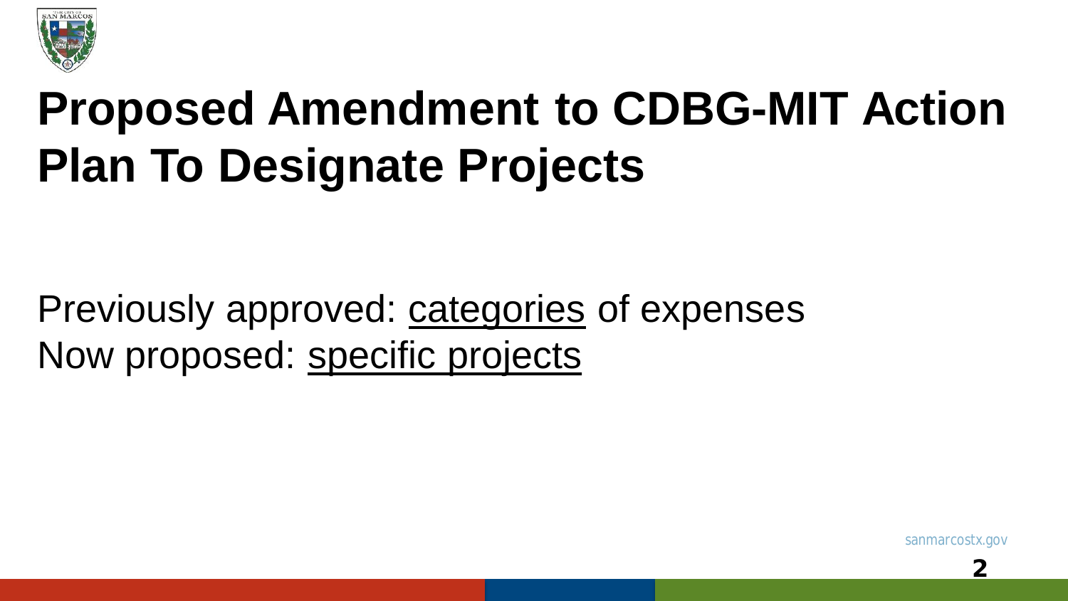# Proposed Amendment to CDBG-MIT Action Plan To Designate Projects

Previously approved: <u>categories</u> of expenses
Now proposed: <u>specific projects</u>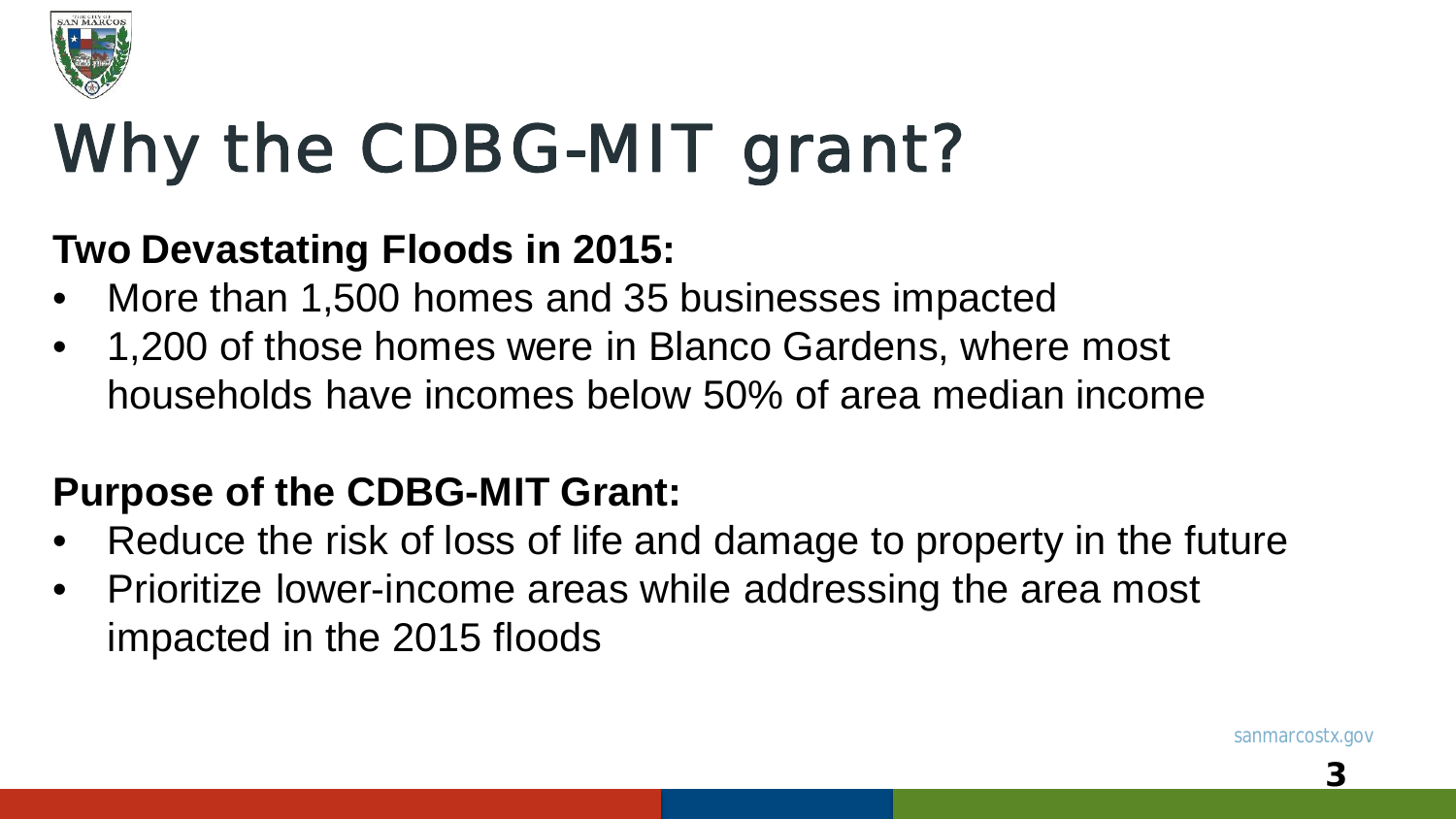# Why the CDBG-MIT grant?

**Two Devastating Floods in 2015:**

- More than 1,500 homes and 35 businesses impacted
- 1,200 of those homes were in Blanco Gardens, where most households have incomes below 50% of area median income

**Purpose of the CDBG-MIT Grant:**

- Reduce the risk of loss of life and damage to property in the future
- Prioritize lower-income areas while addressing the area most impacted in the 2015 floods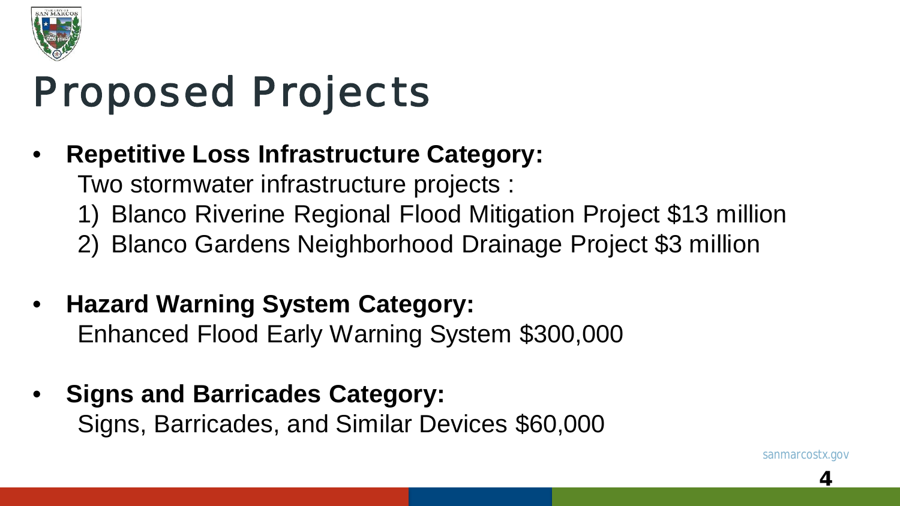# Proposed Projects

- **Repetitive Loss Infrastructure Category:**
  Two stormwater infrastructure projects :
  1) Blanco Riverine Regional Flood Mitigation Project $13 million
  2) Blanco Gardens Neighborhood Drainage Project $3 million

- **Hazard Warning System Category:**
  Enhanced Flood Early Warning System $300,000

- **Signs and Barricades Category:**
  Signs, Barricades, and Similar Devices $60,000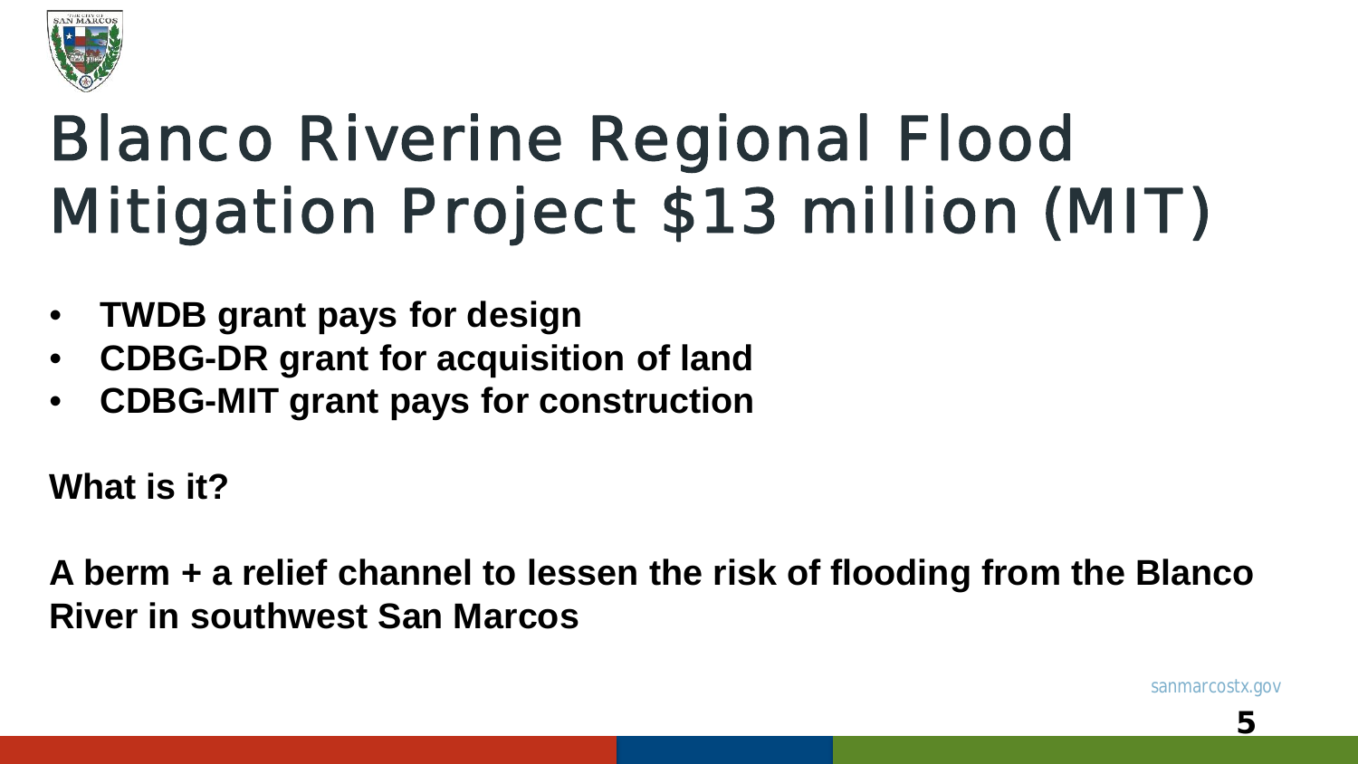# Blanco Riverine Regional Flood Mitigation Project $13 million (MIT)

- **TWDB grant pays for design**
- **CDBG-DR grant for acquisition of land**
- **CDBG-MIT grant pays for construction**

**What is it?**

**A berm + a relief channel to lessen the risk of flooding from the Blanco River in southwest San Marcos**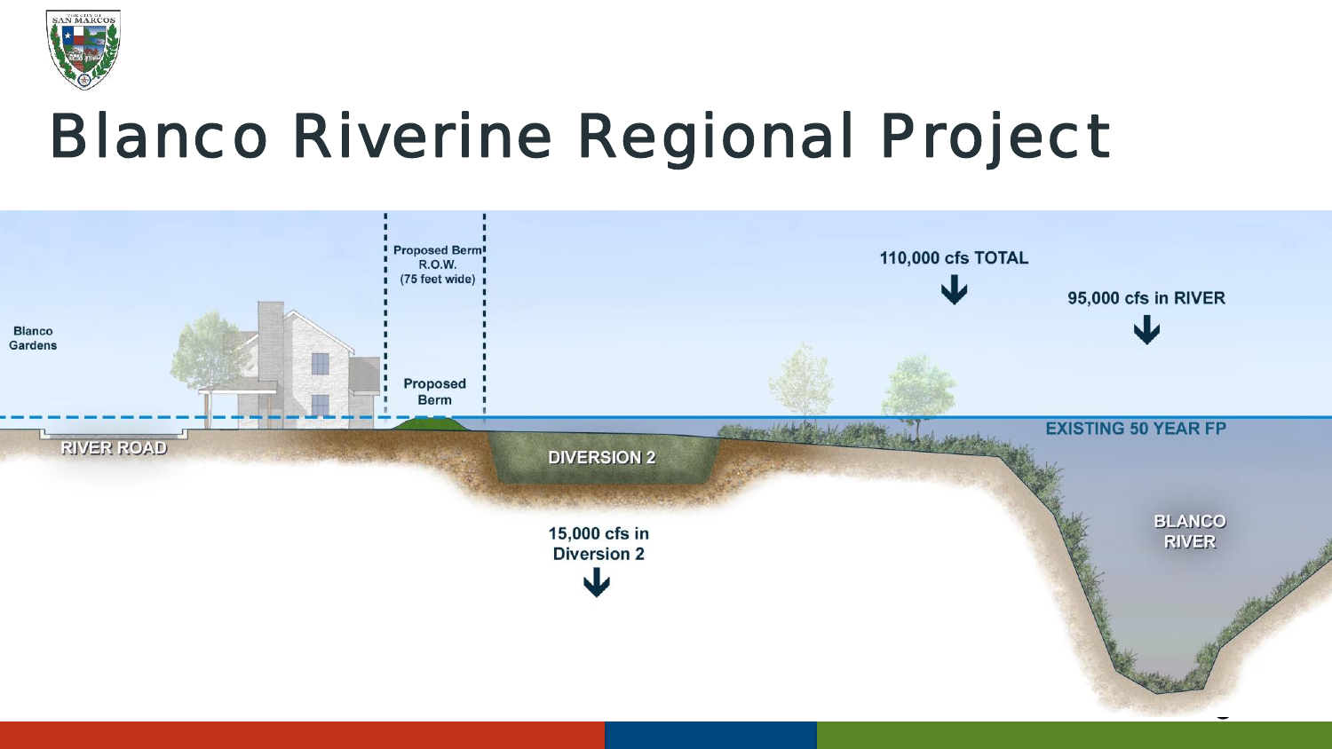# Blanco Riverine Regional Project

Proposed Berm R.O.W. (75 feet wide)

110,000 cfs TOTAL

95,000 cfs in RIVER

Blanco Gardens

Proposed Berm

EXISTING 50 YEAR FP

RIVER ROAD

DIVERSION 2

BLANCO RIVER

15,000 cfs in Diversion 2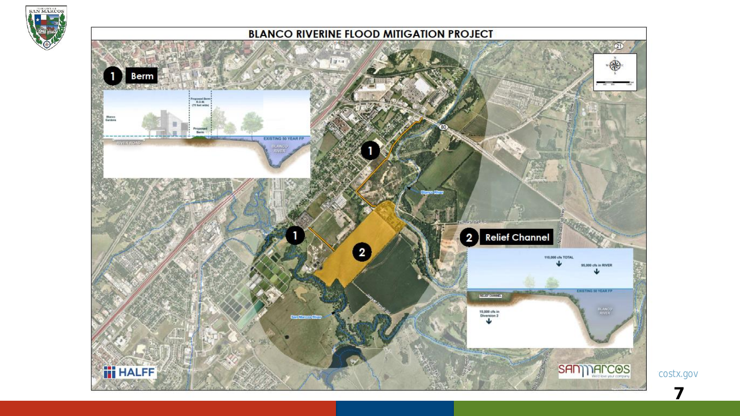# BLANCO RIVERINE FLOOD MITIGATION PROJECT

**1 Berm**

Proposed Berm R.O.W. (75 feet wide)

Blanco Gardens

Proposed Berm

RIVER ROAD

EXISTING 50 YEAR FP

BLANCO RIVER

**2 Relief Channel**

110,000 cfs TOTAL

95,000 cfs in RIVER

EXISTING 50 YEAR FP

RELIEF CHANNEL

15,000 cfs in Diversion 2

BLANCO RIVER

Blanco River

San Marcos River

HALFF

SAN MARCOS

costx.gov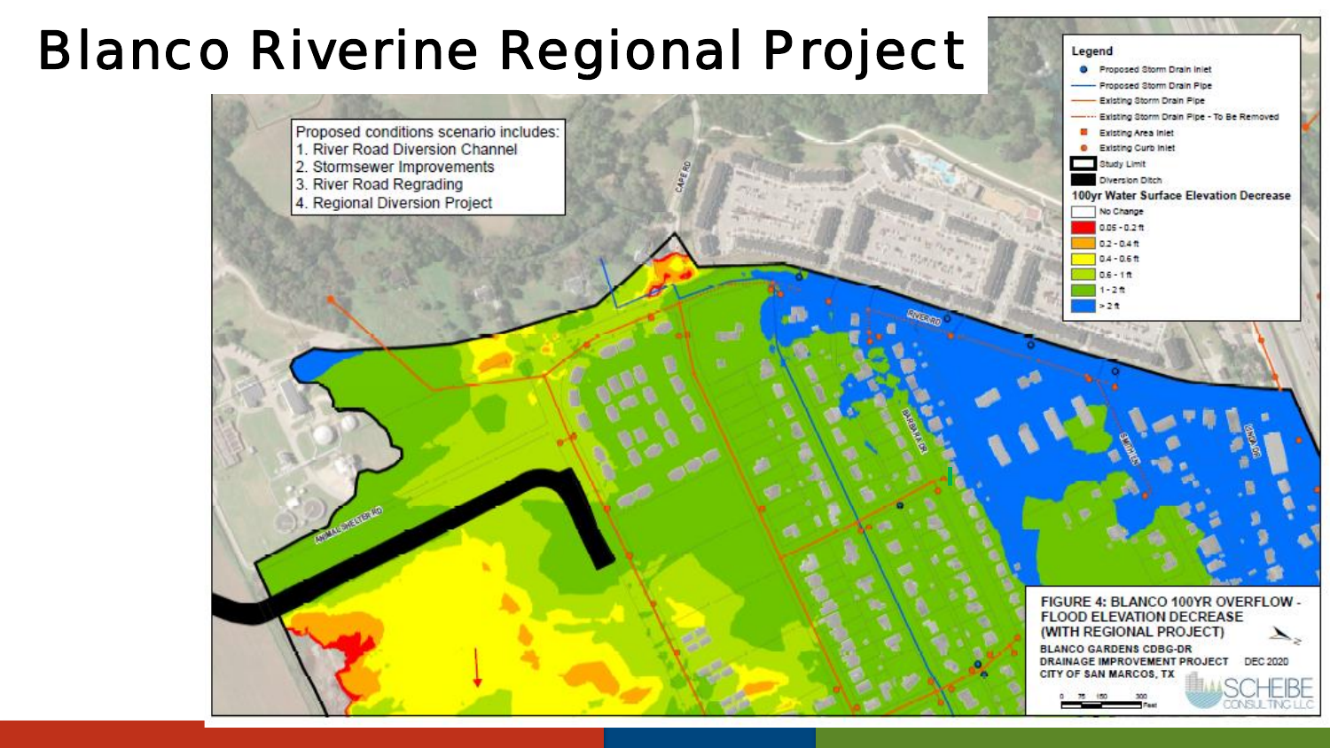# Blanco Riverine Regional Project

Proposed conditions scenario includes:
1. River Road Diversion Channel
2. Stormsewer Improvements
3. River Road Regrading
4. Regional Diversion Project

**Legend**

- Proposed Storm Drain Inlet
- Proposed Storm Drain Pipe
- Existing Storm Drain Pipe
- Existing Storm Drain Pipe - To Be Removed
- Existing Area Inlet
- Existing Curb Inlet
- Study Limit
- Diversion Ditch

**100yr Water Surface Elevation Decrease**

- No Change
- 0.05 - 0.2 ft
- 0.2 - 0.4 ft
- 0.4 - 0.6 ft
- 0.6 - 1 ft
- 1 - 2 ft
- > 2 ft

FIGURE 4: BLANCO 100YR OVERFLOW - FLOOD ELEVATION DECREASE (WITH REGIONAL PROJECT)

BLANCO GARDENS CDBG-DR DRAINAGE IMPROVEMENT PROJECT DEC 2020

CITY OF SAN MARCOS, TX

SCHEIBE CONSULTING LLC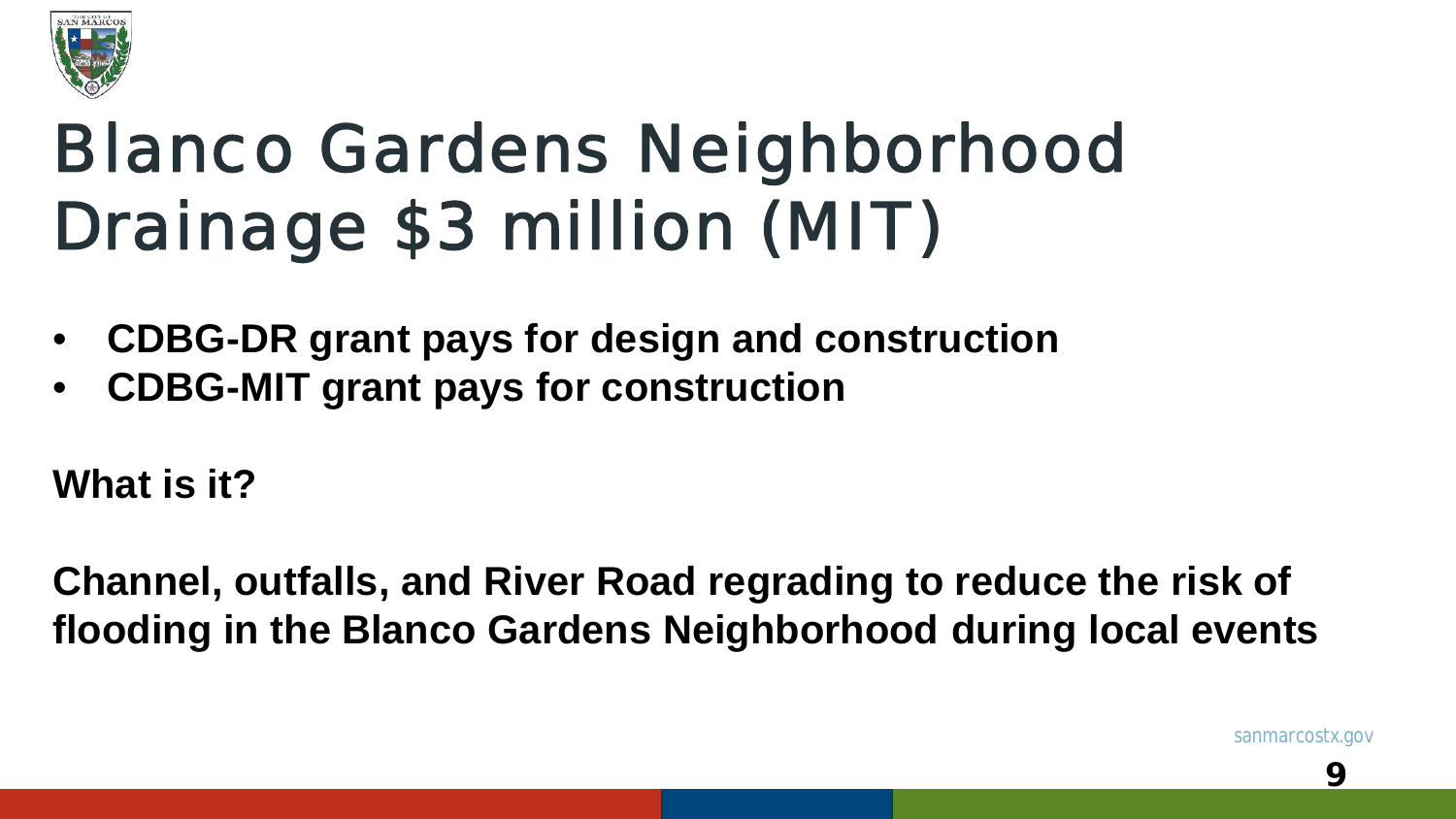# Blanco Gardens Neighborhood Drainage $3 million (MIT)

- **CDBG-DR grant pays for design and construction**
- **CDBG-MIT grant pays for construction**

**What is it?**

**Channel, outfalls, and River Road regrading to reduce the risk of flooding in the Blanco Gardens Neighborhood during local events**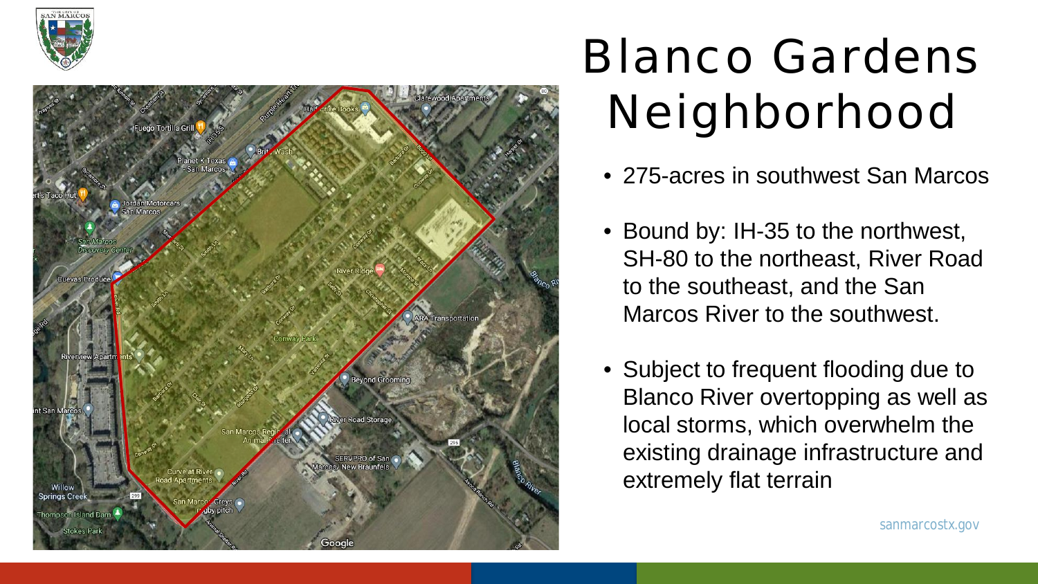# Blanco Gardens Neighborhood

- 275-acres in southwest San Marcos
- Bound by: IH-35 to the northwest, SH-80 to the northeast, River Road to the southeast, and the San Marcos River to the southwest.
- Subject to frequent flooding due to Blanco River overtopping as well as local storms, which overwhelm the existing drainage infrastructure and extremely flat terrain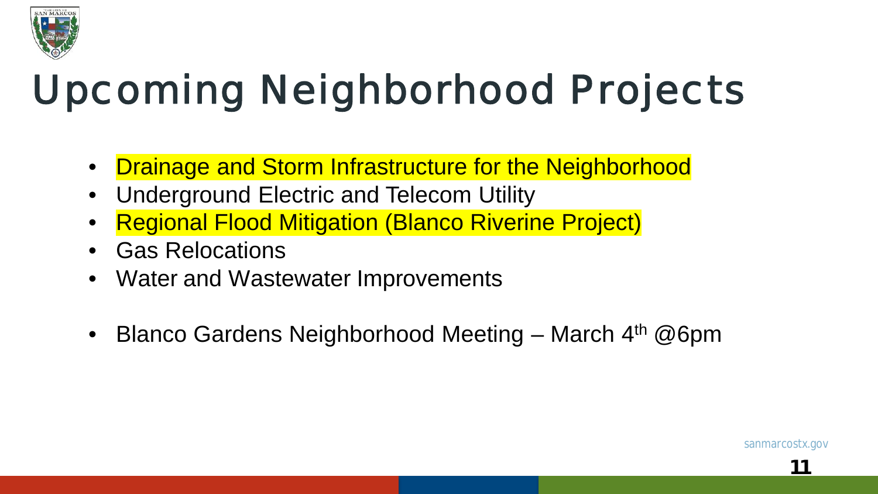# Upcoming Neighborhood Projects

- Drainage and Storm Infrastructure for the Neighborhood
- Underground Electric and Telecom Utility
- Regional Flood Mitigation (Blanco Riverine Project)
- Gas Relocations
- Water and Wastewater Improvements

- Blanco Gardens Neighborhood Meeting – March 4th @6pm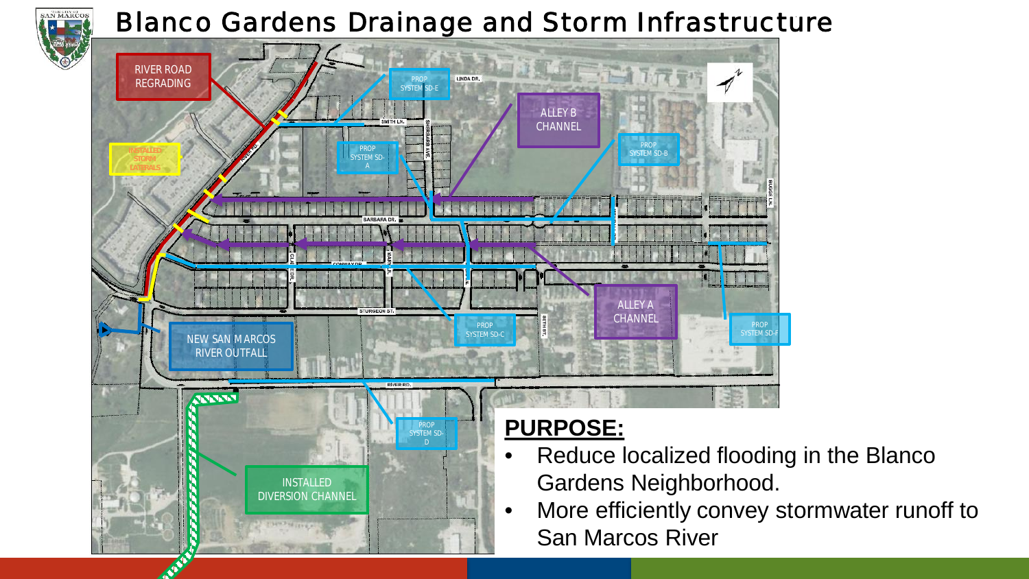# Blanco Gardens Drainage and Storm Infrastructure

RIVER ROAD REGRADING

INSTALLED STORM LATERALS

PROP SYSTEM SD-E

PROP SYSTEM SD-A

ALLEY B CHANNEL

PROP SYSTEM SD-B

ALLEY A CHANNEL

PROP SYSTEM SD-C

PROP SYSTEM SD-F

NEW SAN MARCOS RIVER OUTFALL

PROP SYSTEM SD-D

INSTALLED DIVERSION CHANNEL

LINDA DR. SMITH LN. SHERBARB AVE. BARBARA DR. CONWAY DR. CLAIRE DR. MARY ST. STURGEON ST. BETH ST. RIVER RD. BUGG LN.

## PURPOSE:

- Reduce localized flooding in the Blanco Gardens Neighborhood.
- More efficiently convey stormwater runoff to San Marcos River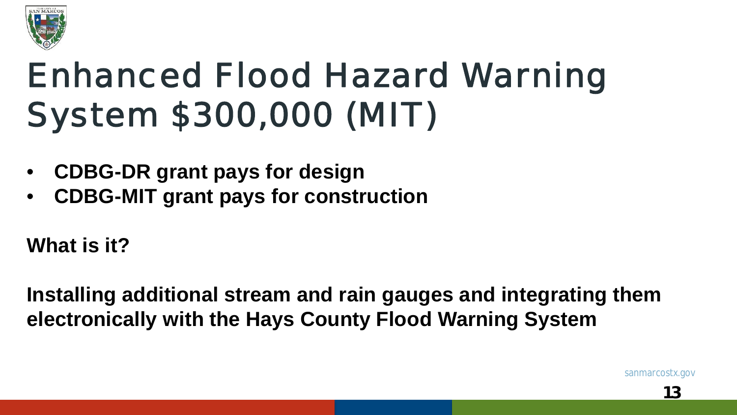# Enhanced Flood Hazard Warning System $300,000 (MIT)

- **CDBG-DR grant pays for design**
- **CDBG-MIT grant pays for construction**

**What is it?**

**Installing additional stream and rain gauges and integrating them electronically with the Hays County Flood Warning System**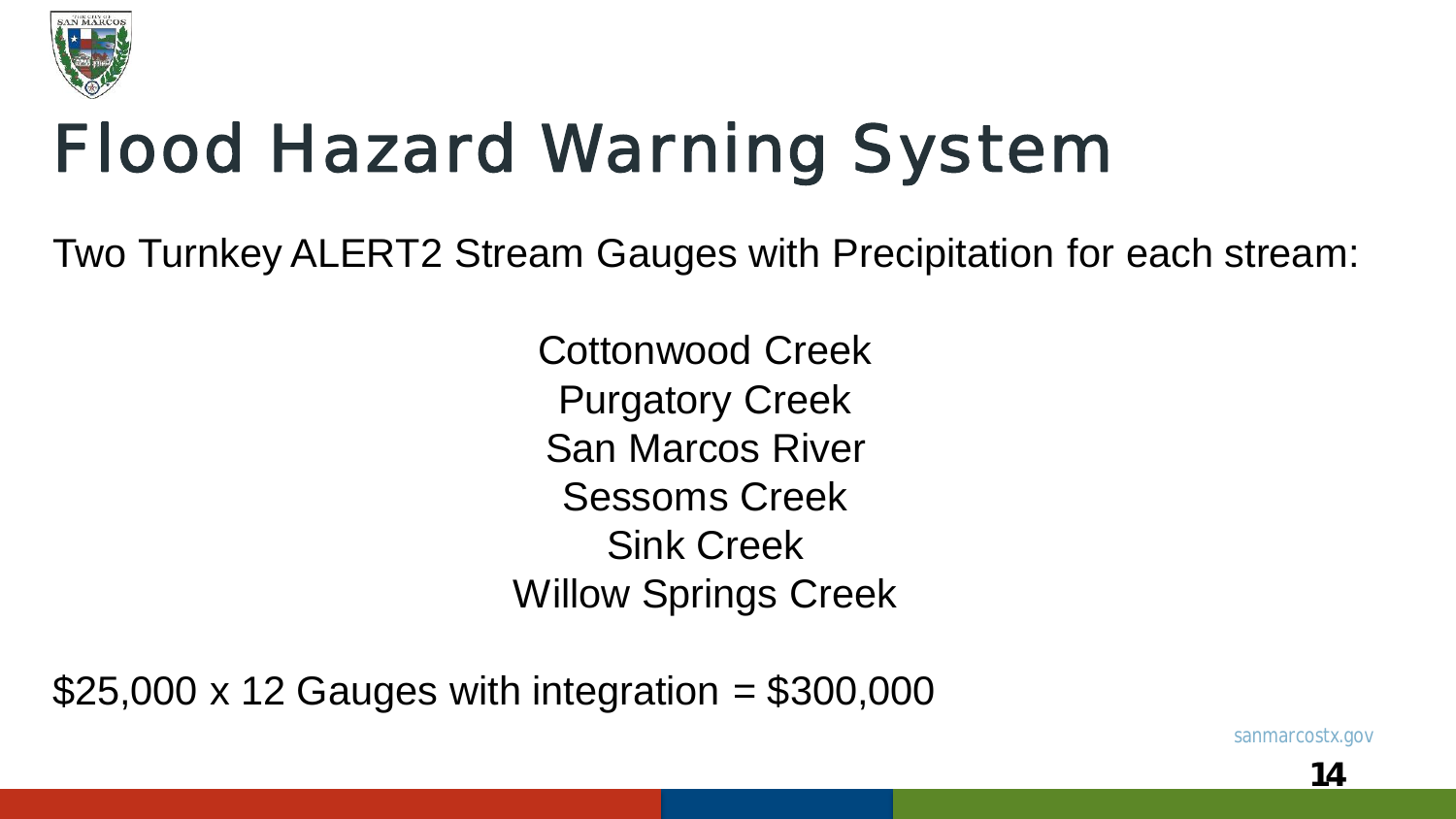# Flood Hazard Warning System

Two Turnkey ALERT2 Stream Gauges with Precipitation for each stream:

Cottonwood Creek
Purgatory Creek
San Marcos River
Sessoms Creek
Sink Creek
Willow Springs Creek

$25,000 x 12 Gauges with integration = $300,000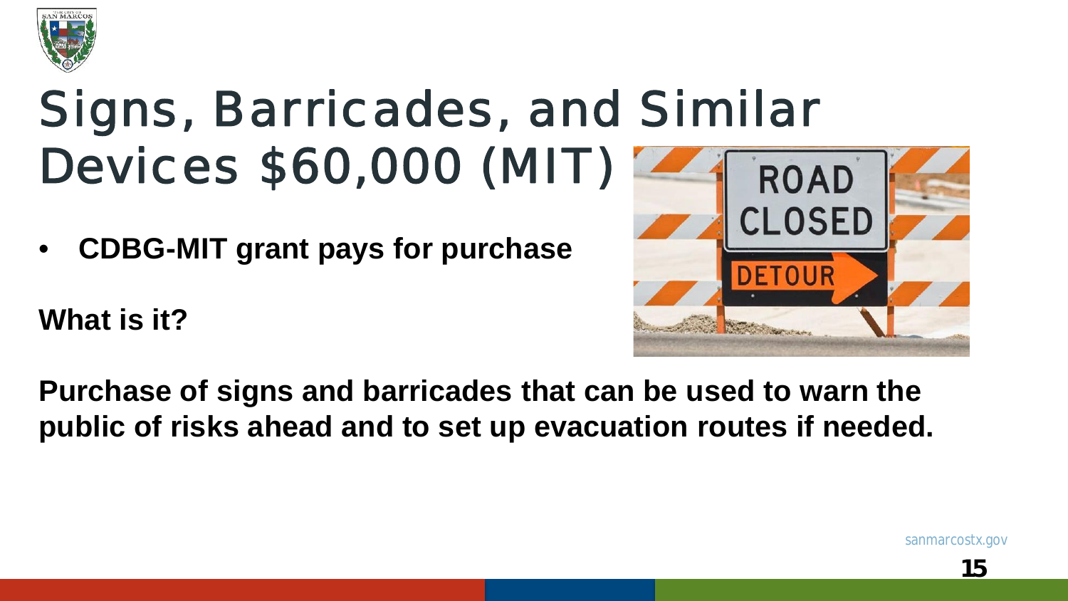# Signs, Barricades, and Similar Devices $60,000 (MIT)

- **CDBG-MIT grant pays for purchase**

**What is it?**

**Purchase of signs and barricades that can be used to warn the public of risks ahead and to set up evacuation routes if needed.**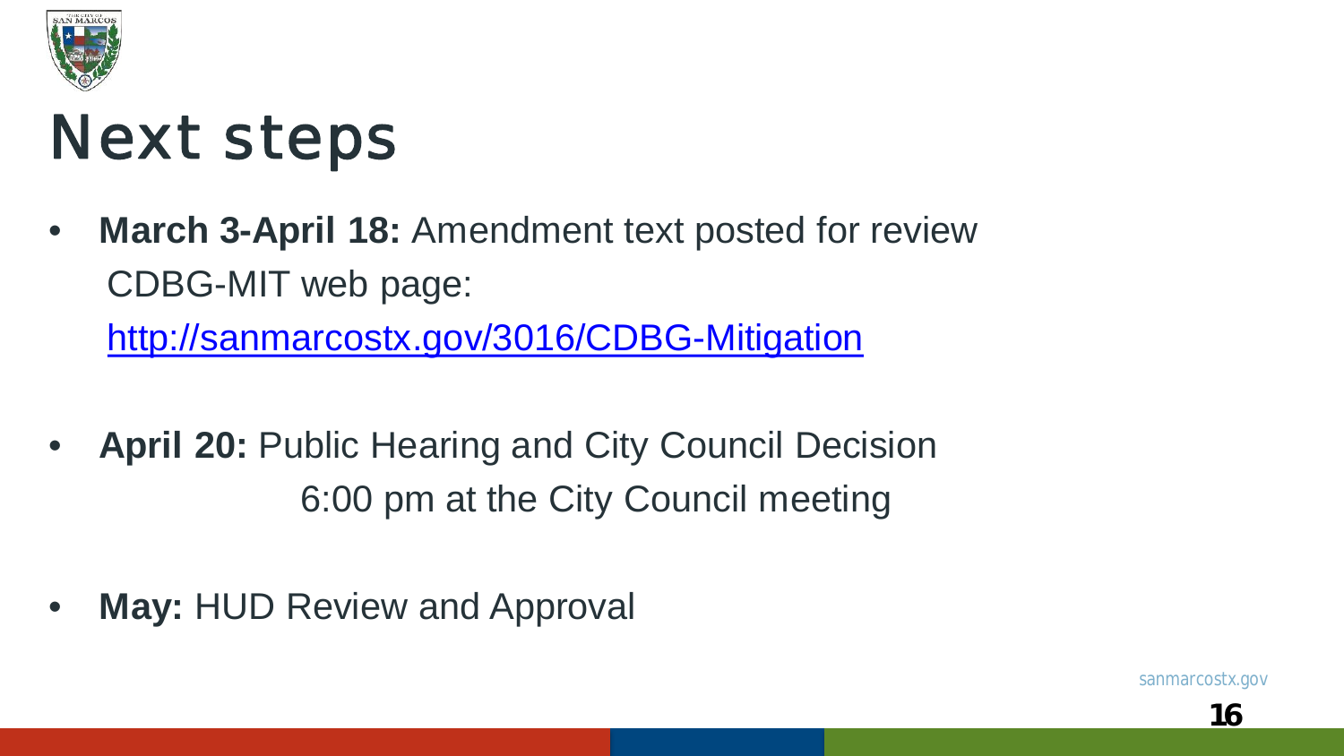# Next steps

- **March 3-April 18:** Amendment text posted for review
  CDBG-MIT web page:
  [http://sanmarcostx.gov/3016/CDBG-Mitigation](http://sanmarcostx.gov/3016/CDBG-Mitigation)

- **April 20:** Public Hearing and City Council Decision
  6:00 pm at the City Council meeting

- **May:** HUD Review and Approval